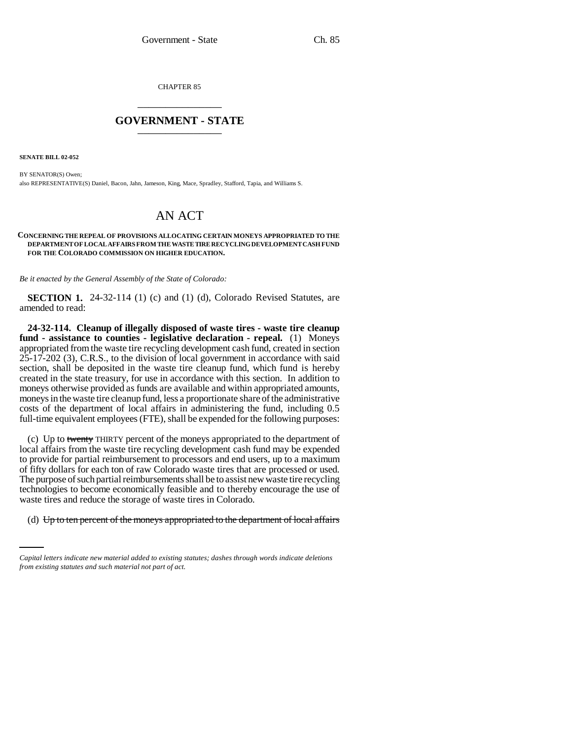CHAPTER 85

# GOVERNMENT - STATE

**SENATE BILL 02-052**

BY SENATOR(S) Owen;
also REPRESENTATIVE(S) Daniel, Bacon, Jahn, Jameson, King, Mace, Spradley, Stafford, Tapia, and Williams S.

# AN ACT

**CONCERNING THE REPEAL OF PROVISIONS ALLOCATING CERTAIN MONEYS APPROPRIATED TO THE DEPARTMENT OF LOCAL AFFAIRS FROM THE WASTE TIRE RECYCLING DEVELOPMENT CASH FUND FOR THE COLORADO COMMISSION ON HIGHER EDUCATION.**

*Be it enacted by the General Assembly of the State of Colorado:*

**SECTION 1.** 24-32-114 (1) (c) and (1) (d), Colorado Revised Statutes, are amended to read:

**24-32-114. Cleanup of illegally disposed of waste tires - waste tire cleanup fund - assistance to counties - legislative declaration - repeal.** (1) Moneys appropriated from the waste tire recycling development cash fund, created in section 25-17-202 (3), C.R.S., to the division of local government in accordance with said section, shall be deposited in the waste tire cleanup fund, which fund is hereby created in the state treasury, for use in accordance with this section. In addition to moneys otherwise provided as funds are available and within appropriated amounts, moneys in the waste tire cleanup fund, less a proportionate share of the administrative costs of the department of local affairs in administering the fund, including 0.5 full-time equivalent employees (FTE), shall be expended for the following purposes:

(c) Up to ~~twenty~~ THIRTY percent of the moneys appropriated to the department of local affairs from the waste tire recycling development cash fund may be expended to provide for partial reimbursement to processors and end users, up to a maximum of fifty dollars for each ton of raw Colorado waste tires that are processed or used. The purpose of such partial reimbursements shall be to assist new waste tire recycling technologies to become economically feasible and to thereby encourage the use of waste tires and reduce the storage of waste tires in Colorado.

(d) ~~Up to ten percent of the moneys appropriated to the department of local affairs~~

*Capital letters indicate new material added to existing statutes; dashes through words indicate deletions from existing statutes and such material not part of act.*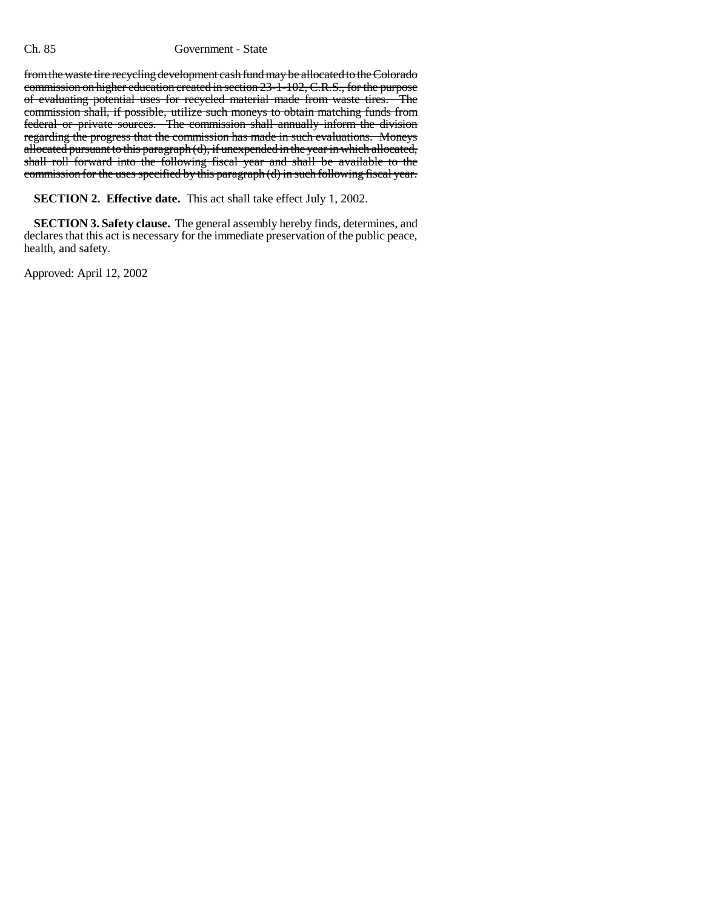~~from the waste tire recycling development cash fund may be allocated to the Colorado commission on higher education created in section 23-1-102, C.R.S., for the purpose of evaluating potential uses for recycled material made from waste tires. The commission shall, if possible, utilize such moneys to obtain matching funds from federal or private sources. The commission shall annually inform the division regarding the progress that the commission has made in such evaluations. Moneys allocated pursuant to this paragraph (d), if unexpended in the year in which allocated, shall roll forward into the following fiscal year and shall be available to the commission for the uses specified by this paragraph (d) in such following fiscal year.~~

**SECTION 2. Effective date.** This act shall take effect July 1, 2002.

**SECTION 3. Safety clause.** The general assembly hereby finds, determines, and declares that this act is necessary for the immediate preservation of the public peace, health, and safety.

Approved: April 12, 2002